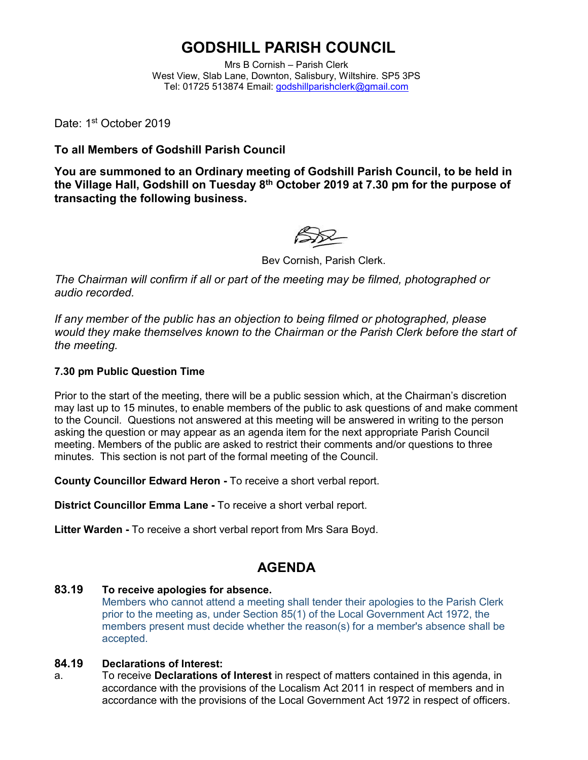# GODSHILL PARISH COUNCIL

Mrs B Cornish – Parish Clerk
West View, Slab Lane, Downton, Salisbury, Wiltshire. SP5 3PS
Tel: 01725 513874 Email: godshillparishclerk@gmail.com

Date: 1st October 2019

**To all Members of Godshill Parish Council**

**You are summoned to an Ordinary meeting of Godshill Parish Council, to be held in the Village Hall, Godshill on Tuesday 8th October 2019 at 7.30 pm for the purpose of transacting the following business.**

Bev Cornish, Parish Clerk.

*The Chairman will confirm if all or part of the meeting may be filmed, photographed or audio recorded.*

*If any member of the public has an objection to being filmed or photographed, please would they make themselves known to the Chairman or the Parish Clerk before the start of the meeting.*

**7.30 pm Public Question Time**

Prior to the start of the meeting, there will be a public session which, at the Chairman's discretion may last up to 15 minutes, to enable members of the public to ask questions of and make comment to the Council. Questions not answered at this meeting will be answered in writing to the person asking the question or may appear as an agenda item for the next appropriate Parish Council meeting. Members of the public are asked to restrict their comments and/or questions to three minutes. This section is not part of the formal meeting of the Council.

**County Councillor Edward Heron -** To receive a short verbal report.

**District Councillor Emma Lane -** To receive a short verbal report.

**Litter Warden -** To receive a short verbal report from Mrs Sara Boyd.

## AGENDA

**83.19 To receive apologies for absence.**
Members who cannot attend a meeting shall tender their apologies to the Parish Clerk prior to the meeting as, under Section 85(1) of the Local Government Act 1972, the members present must decide whether the reason(s) for a member's absence shall be accepted.

**84.19 Declarations of Interest:**

a. To receive **Declarations of Interest** in respect of matters contained in this agenda, in accordance with the provisions of the Localism Act 2011 in respect of members and in accordance with the provisions of the Local Government Act 1972 in respect of officers.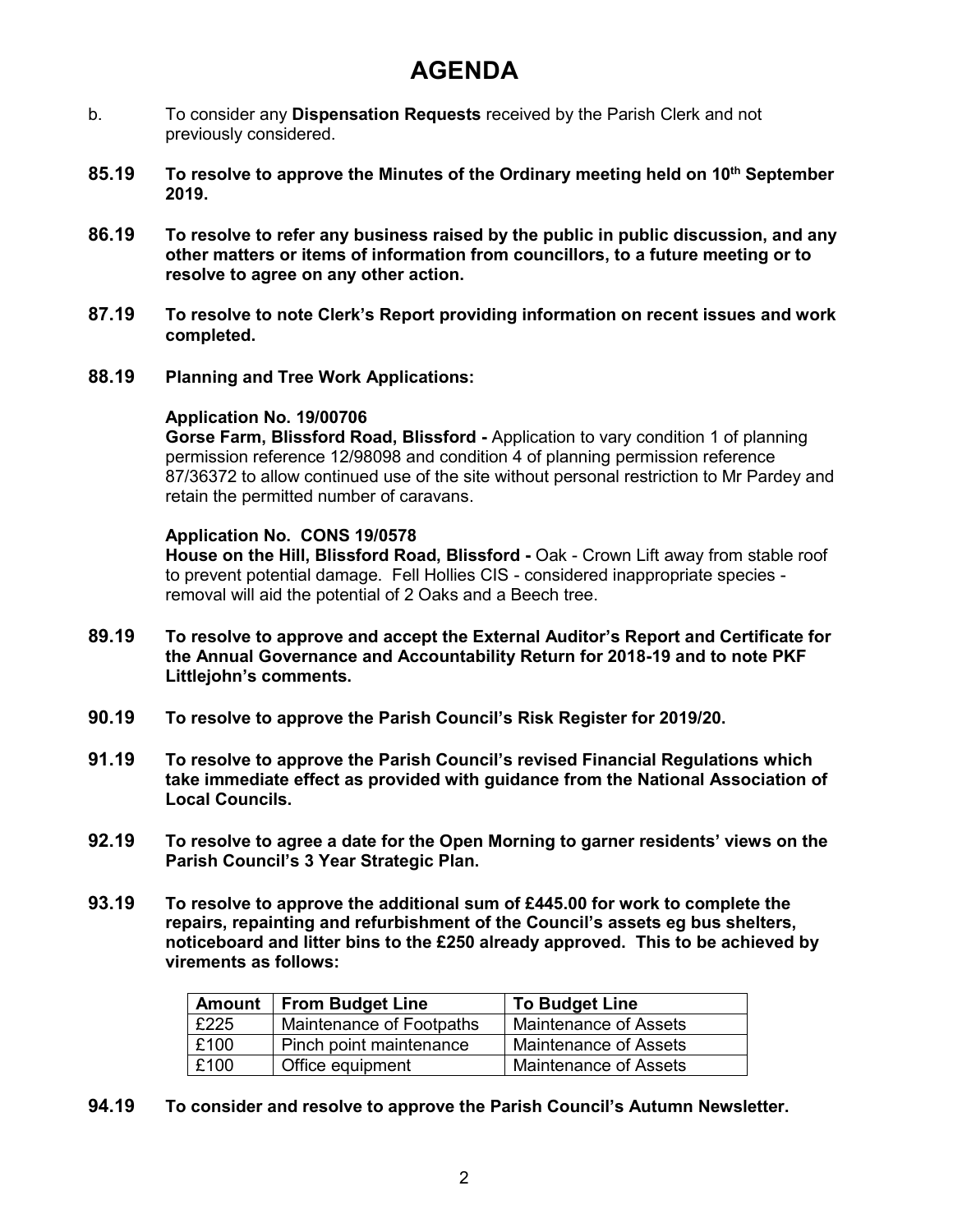# AGENDA

b. To consider any **Dispensation Requests** received by the Parish Clerk and not previously considered.

**85.19 To resolve to approve the Minutes of the Ordinary meeting held on 10th September 2019.**

**86.19 To resolve to refer any business raised by the public in public discussion, and any other matters or items of information from councillors, to a future meeting or to resolve to agree on any other action.**

**87.19 To resolve to note Clerk's Report providing information on recent issues and work completed.**

**88.19 Planning and Tree Work Applications:**

**Application No. 19/00706**
**Gorse Farm, Blissford Road, Blissford -** Application to vary condition 1 of planning permission reference 12/98098 and condition 4 of planning permission reference 87/36372 to allow continued use of the site without personal restriction to Mr Pardey and retain the permitted number of caravans.

**Application No. CONS 19/0578**
**House on the Hill, Blissford Road, Blissford -** Oak - Crown Lift away from stable roof to prevent potential damage. Fell Hollies CIS - considered inappropriate species - removal will aid the potential of 2 Oaks and a Beech tree.

**89.19 To resolve to approve and accept the External Auditor's Report and Certificate for the Annual Governance and Accountability Return for 2018-19 and to note PKF Littlejohn's comments.**

**90.19 To resolve to approve the Parish Council's Risk Register for 2019/20.**

**91.19 To resolve to approve the Parish Council's revised Financial Regulations which take immediate effect as provided with guidance from the National Association of Local Councils.**

**92.19 To resolve to agree a date for the Open Morning to garner residents' views on the Parish Council's 3 Year Strategic Plan.**

**93.19 To resolve to approve the additional sum of £445.00 for work to complete the repairs, repainting and refurbishment of the Council's assets eg bus shelters, noticeboard and litter bins to the £250 already approved. This to be achieved by virements as follows:**

| Amount | From Budget Line | To Budget Line |
|---|---|---|
| £225 | Maintenance of Footpaths | Maintenance of Assets |
| £100 | Pinch point maintenance | Maintenance of Assets |
| £100 | Office equipment | Maintenance of Assets |

**94.19 To consider and resolve to approve the Parish Council's Autumn Newsletter.**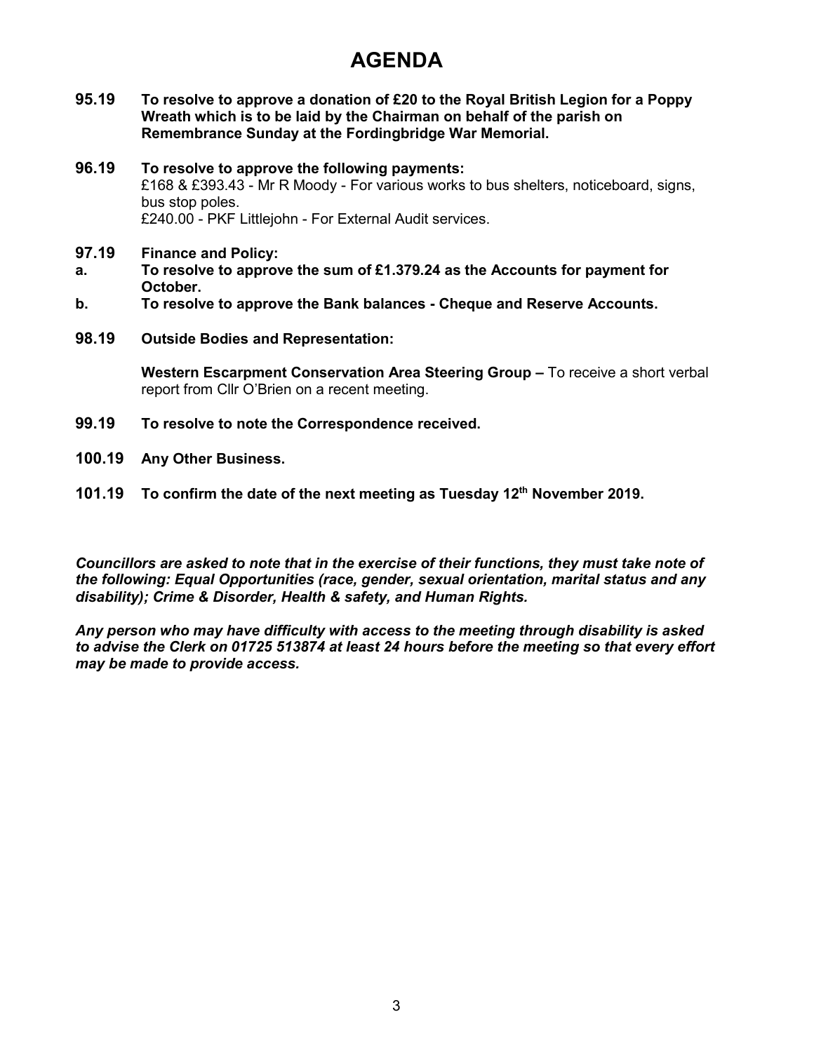# AGENDA

**95.19 To resolve to approve a donation of £20 to the Royal British Legion for a Poppy Wreath which is to be laid by the Chairman on behalf of the parish on Remembrance Sunday at the Fordingbridge War Memorial.**

**96.19 To resolve to approve the following payments:**
£168 & £393.43 - Mr R Moody - For various works to bus shelters, noticeboard, signs, bus stop poles.
£240.00 - PKF Littlejohn - For External Audit services.

**97.19 Finance and Policy:**

**a. To resolve to approve the sum of £1.379.24 as the Accounts for payment for October.**

**b. To resolve to approve the Bank balances - Cheque and Reserve Accounts.**

**98.19 Outside Bodies and Representation:**

**Western Escarpment Conservation Area Steering Group –** To receive a short verbal report from Cllr O'Brien on a recent meeting.

**99.19 To resolve to note the Correspondence received.**

**100.19 Any Other Business.**

**101.19 To confirm the date of the next meeting as Tuesday 12th November 2019.**

***Councillors are asked to note that in the exercise of their functions, they must take note of the following: Equal Opportunities (race, gender, sexual orientation, marital status and any disability); Crime & Disorder, Health & safety, and Human Rights.***

***Any person who may have difficulty with access to the meeting through disability is asked to advise the Clerk on 01725 513874 at least 24 hours before the meeting so that every effort may be made to provide access.***